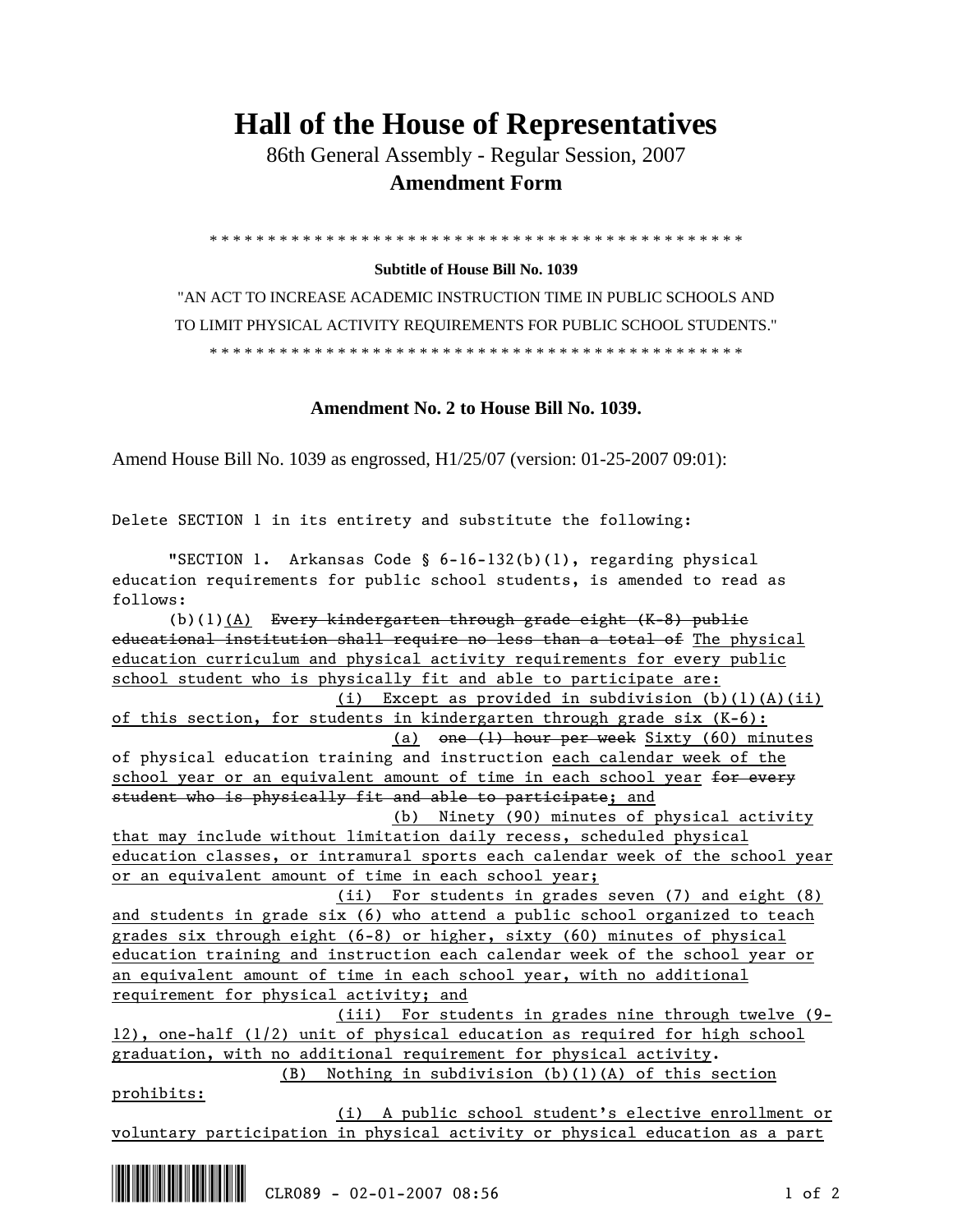# Hall of the House of Representatives

86th General Assembly - Regular Session, 2007

**Amendment Form**

\* \* \* \* \* \* \* \* \* \* \* \* \* \* \* \* \* \* \* \* \* \* \* \* \* \* \* \* \* \* \* \* \* \* \* \* \* \* \* \* \* \* \* \* \* \* \* \* \*

**Subtitle of House Bill No. 1039**

"AN ACT TO INCREASE ACADEMIC INSTRUCTION TIME IN PUBLIC SCHOOLS AND TO LIMIT PHYSICAL ACTIVITY REQUIREMENTS FOR PUBLIC SCHOOL STUDENTS."

\* \* \* \* \* \* \* \* \* \* \* \* \* \* \* \* \* \* \* \* \* \* \* \* \* \* \* \* \* \* \* \* \* \* \* \* \* \* \* \* \* \* \* \* \* \* \* \* \*

**Amendment No. 2 to House Bill No. 1039.**

Amend House Bill No. 1039 as engrossed, H1/25/07 (version: 01-25-2007 09:01):

Delete SECTION 1 in its entirety and substitute the following:

"SECTION 1. Arkansas Code § 6-16-132(b)(1), regarding physical education requirements for public school students, is amended to read as follows:

(b)(1)<u>(A)</u> ~~Every kindergarten through grade eight (K-8) public educational institution shall require no less than a total of~~ <u>The physical education curriculum and physical activity requirements for every public school student who is physically fit and able to participate are:</u>

<u>(i) Except as provided in subdivision (b)(1)(A)(ii) of this section, for students in kindergarten through grade six (K-6):</u>

<u>(a)</u> ~~one (1) hour per week~~ <u>Sixty (60) minutes</u> of physical education training and instruction <u>each calendar week of the school year or an equivalent amount of time in each school year</u> ~~for every student who is physically fit and able to participate~~<u>; and</u>

<u>(b) Ninety (90) minutes of physical activity that may include without limitation daily recess, scheduled physical education classes, or intramural sports each calendar week of the school year or an equivalent amount of time in each school year;</u>

<u>(ii) For students in grades seven (7) and eight (8) and students in grade six (6) who attend a public school organized to teach grades six through eight (6-8) or higher, sixty (60) minutes of physical education training and instruction each calendar week of the school year or an equivalent amount of time in each school year, with no additional requirement for physical activity; and</u>

<u>(iii) For students in grades nine through twelve (9-12), one-half (1/2) unit of physical education as required for high school graduation, with no additional requirement for physical activity</u>.

<u>(B) Nothing in subdivision (b)(1)(A) of this section prohibits:</u>

<u>(i) A public school student's elective enrollment or voluntary participation in physical activity or physical education as a part</u>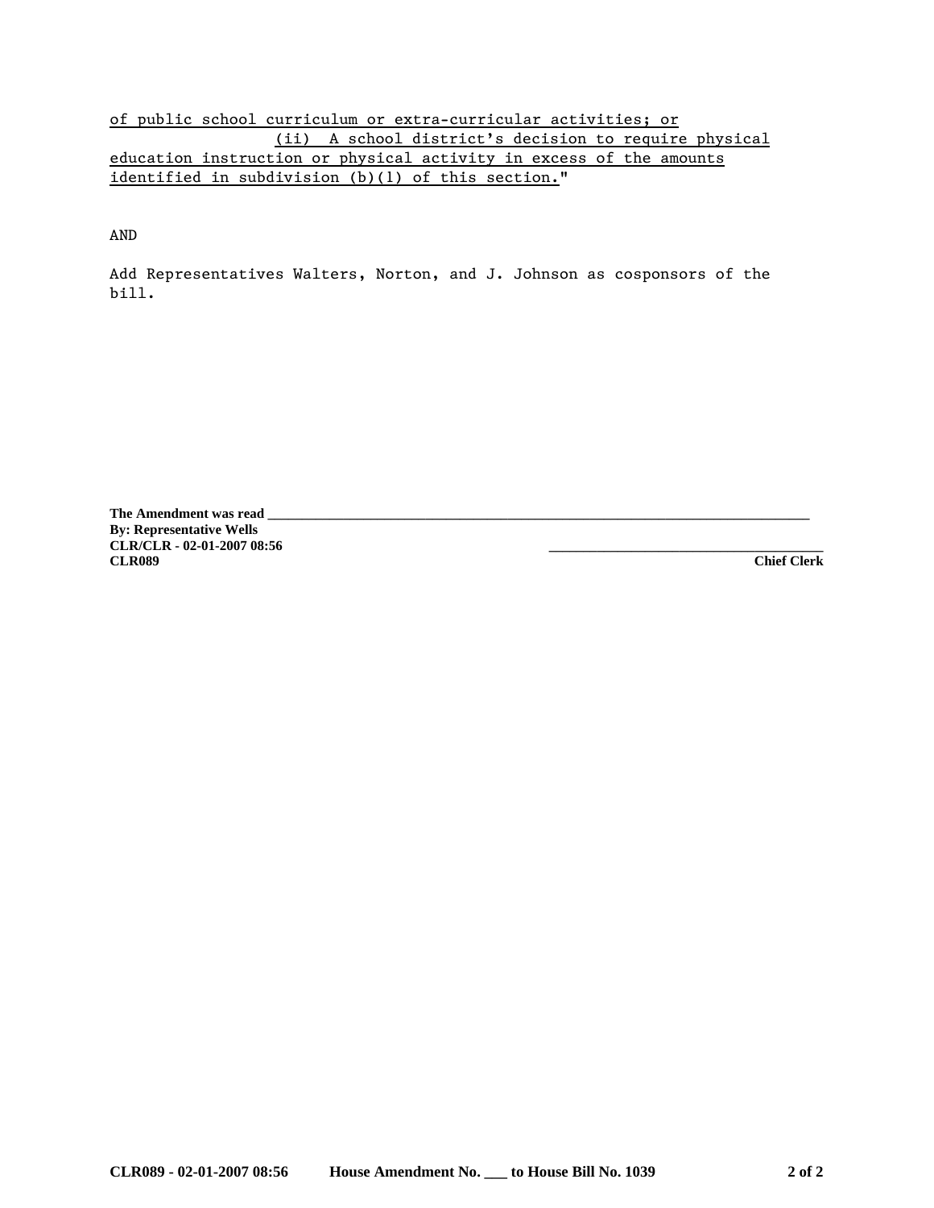of public school curriculum or extra-curricular activities; or

(ii) A school district's decision to require physical education instruction or physical activity in excess of the amounts identified in subdivision (b)(1) of this section."

AND

Add Representatives Walters, Norton, and J. Johnson as cosponsors of the bill.

**The Amendment was read** \_\_\_\_\_\_\_\_\_\_\_\_\_\_\_\_\_\_\_\_\_\_\_\_\_\_\_\_\_\_\_\_\_\_\_\_\_\_\_\_\_\_\_\_\_\_\_\_\_\_\_\_\_\_\_\_\_\_\_\_

**By: Representative Wells**

**CLR/CLR - 02-01-2007 08:56**

**CLR089**

\_\_\_\_\_\_\_\_\_\_\_\_\_\_\_\_\_\_\_\_\_\_\_\_\_\_\_\_\_\_\_\_

**Chief Clerk**